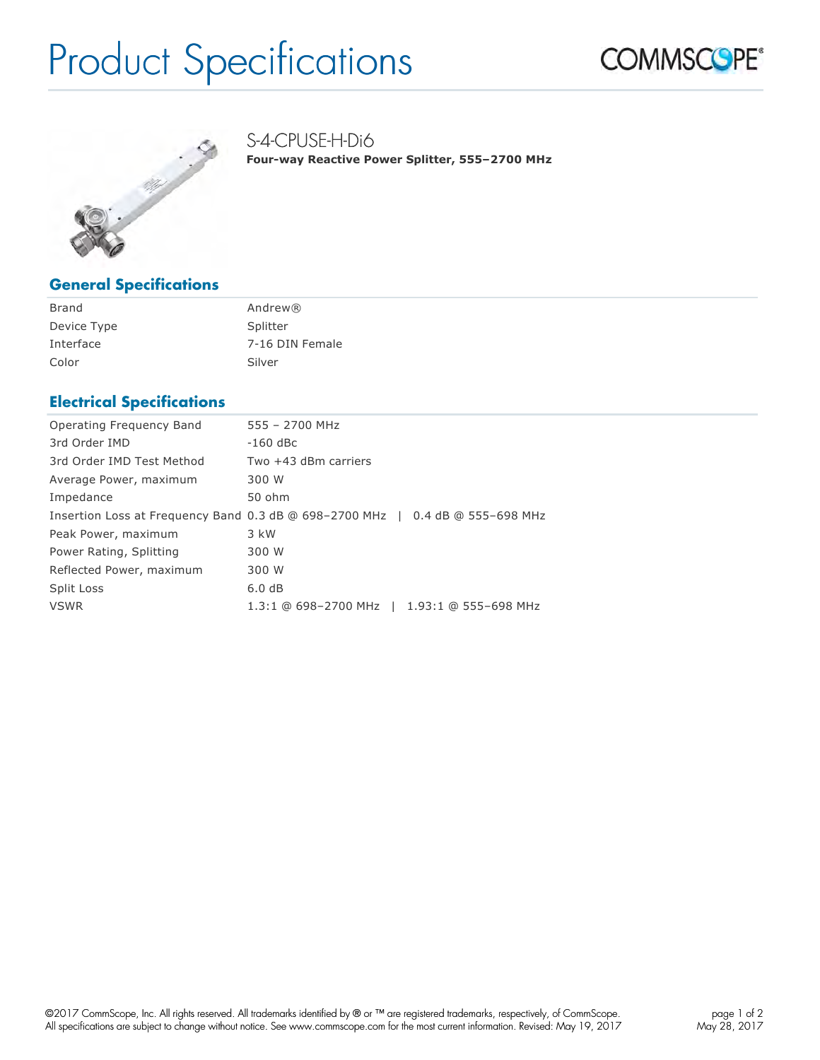# Product Specifications

## S-4-CPUSE-H-Di6

**Four-way Reactive Power Splitter, 555–2700 MHz**

### General Specifications

| | |
|---|---|
| Brand | Andrew® |
| Device Type | Splitter |
| Interface | 7-16 DIN Female |
| Color | Silver |

### Electrical Specifications

| | |
|---|---|
| Operating Frequency Band | 555 – 2700 MHz |
| 3rd Order IMD | -160 dBc |
| 3rd Order IMD Test Method | Two +43 dBm carriers |
| Average Power, maximum | 300 W |
| Impedance | 50 ohm |
| Insertion Loss at Frequency Band | 0.3 dB @ 698–2700 MHz \| 0.4 dB @ 555–698 MHz |
| Peak Power, maximum | 3 kW |
| Power Rating, Splitting | 300 W |
| Reflected Power, maximum | 300 W |
| Split Loss | 6.0 dB |
| VSWR | 1.3:1 @ 698–2700 MHz \| 1.93:1 @ 555–698 MHz |

©2017 CommScope, Inc. All rights reserved. All trademarks identified by ® or ™ are registered trademarks, respectively, of CommScope.
All specifications are subject to change without notice. See www.commscope.com for the most current information. Revised: May 19, 2017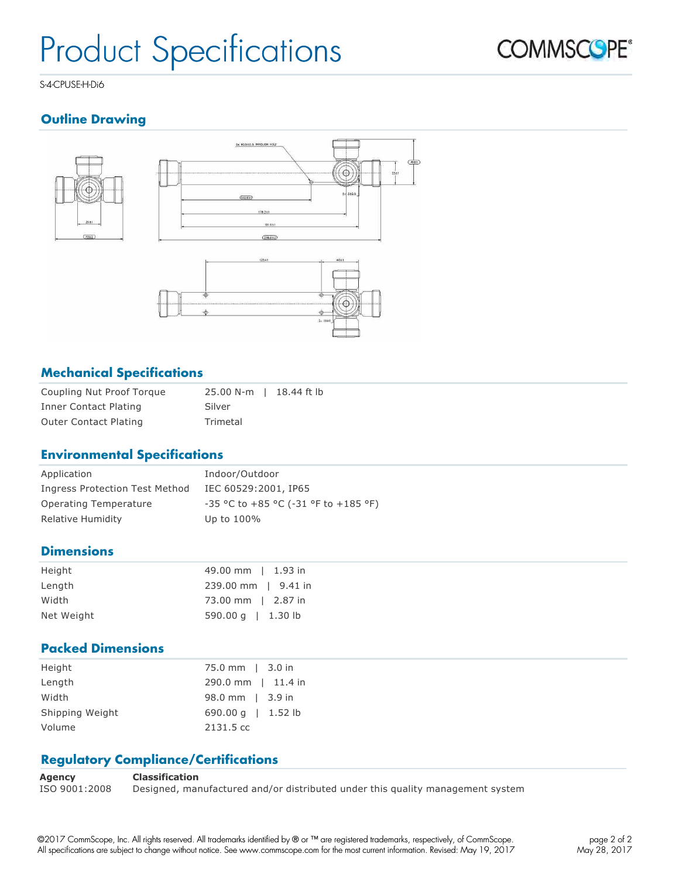# Product Specifications

S-4-CPUSE-H-Di6

## Outline Drawing

## Mechanical Specifications

| | |
|---|---|
| Coupling Nut Proof Torque | 25.00 N-m \| 18.44 ft lb |
| Inner Contact Plating | Silver |
| Outer Contact Plating | Trimetal |

## Environmental Specifications

| | |
|---|---|
| Application | Indoor/Outdoor |
| Ingress Protection Test Method | IEC 60529:2001, IP65 |
| Operating Temperature | -35 °C to +85 °C (-31 °F to +185 °F) |
| Relative Humidity | Up to 100% |

## Dimensions

| | |
|---|---|
| Height | 49.00 mm \| 1.93 in |
| Length | 239.00 mm \| 9.41 in |
| Width | 73.00 mm \| 2.87 in |
| Net Weight | 590.00 g \| 1.30 lb |

## Packed Dimensions

| | |
|---|---|
| Height | 75.0 mm \| 3.0 in |
| Length | 290.0 mm \| 11.4 in |
| Width | 98.0 mm \| 3.9 in |
| Shipping Weight | 690.00 g \| 1.52 lb |
| Volume | 2131.5 cc |

## Regulatory Compliance/Certifications

| Agency | Classification |
|---|---|
| ISO 9001:2008 | Designed, manufactured and/or distributed under this quality management system |

©2017 CommScope, Inc. All rights reserved. All trademarks identified by ® or ™ are registered trademarks, respectively, of CommScope.
All specifications are subject to change without notice. See www.commscope.com for the most current information. Revised: May 19, 2017

May 28, 2017